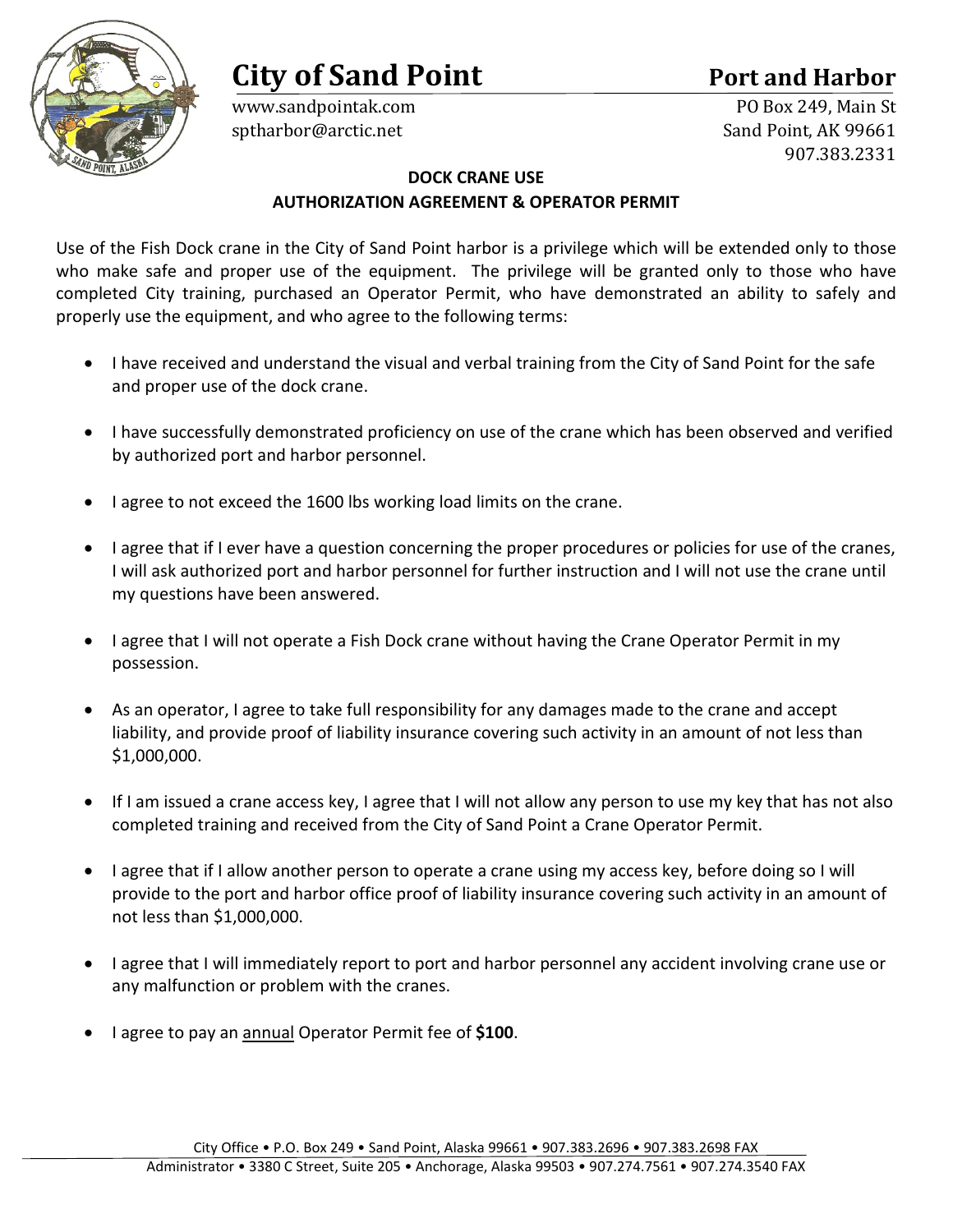# City of Sand Point

## Port and Harbor

www.sandpointak.com
sptharbor@arctic.net

PO Box 249, Main St
Sand Point, AK 99661
907.383.2331

### DOCK CRANE USE
### AUTHORIZATION AGREEMENT & OPERATOR PERMIT

Use of the Fish Dock crane in the City of Sand Point harbor is a privilege which will be extended only to those who make safe and proper use of the equipment. The privilege will be granted only to those who have completed City training, purchased an Operator Permit, who have demonstrated an ability to safely and properly use the equipment, and who agree to the following terms:

- I have received and understand the visual and verbal training from the City of Sand Point for the safe and proper use of the dock crane.
- I have successfully demonstrated proficiency on use of the crane which has been observed and verified by authorized port and harbor personnel.
- I agree to not exceed the 1600 lbs working load limits on the crane.
- I agree that if I ever have a question concerning the proper procedures or policies for use of the cranes, I will ask authorized port and harbor personnel for further instruction and I will not use the crane until my questions have been answered.
- I agree that I will not operate a Fish Dock crane without having the Crane Operator Permit in my possession.
- As an operator, I agree to take full responsibility for any damages made to the crane and accept liability, and provide proof of liability insurance covering such activity in an amount of not less than $1,000,000.
- If I am issued a crane access key, I agree that I will not allow any person to use my key that has not also completed training and received from the City of Sand Point a Crane Operator Permit.
- I agree that if I allow another person to operate a crane using my access key, before doing so I will provide to the port and harbor office proof of liability insurance covering such activity in an amount of not less than $1,000,000.
- I agree that I will immediately report to port and harbor personnel any accident involving crane use or any malfunction or problem with the cranes.
- I agree to pay an <u>annual</u> Operator Permit fee of **$100**.

City Office • P.O. Box 249 • Sand Point, Alaska 99661 • 907.383.2696 • 907.383.2698 FAX
Administrator • 3380 C Street, Suite 205 • Anchorage, Alaska 99503 • 907.274.7561 • 907.274.3540 FAX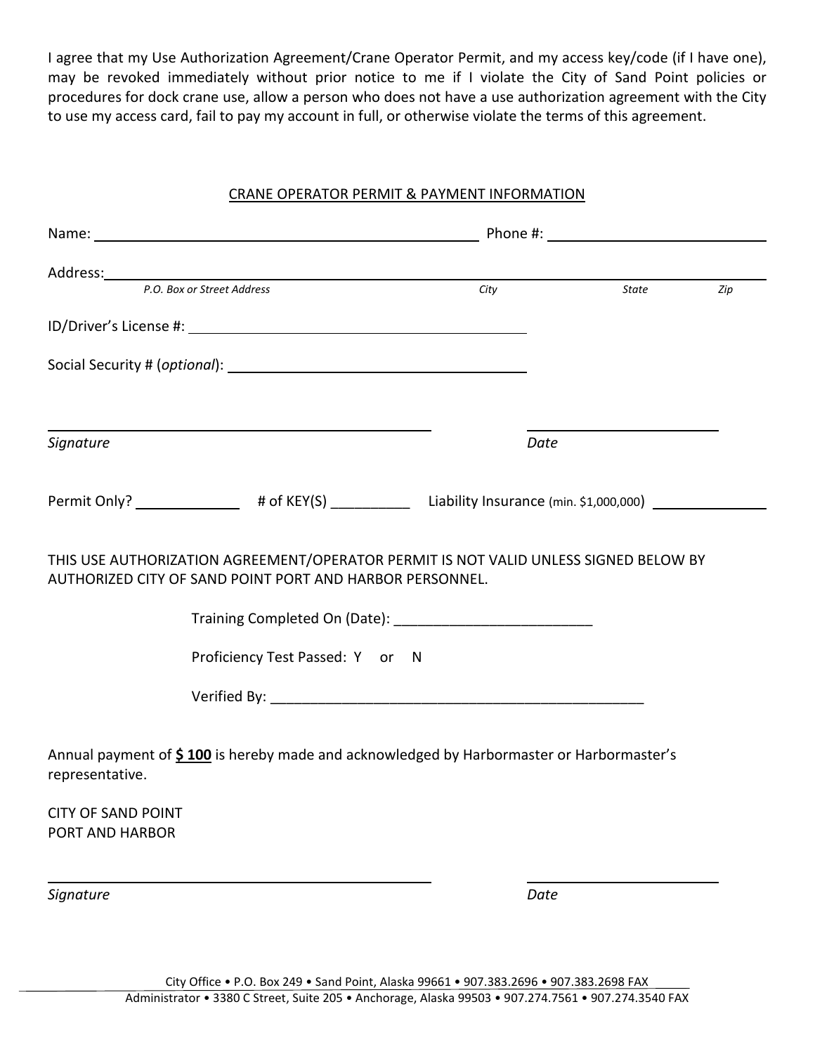I agree that my Use Authorization Agreement/Crane Operator Permit, and my access key/code (if I have one), may be revoked immediately without prior notice to me if I violate the City of Sand Point policies or procedures for dock crane use, allow a person who does not have a use authorization agreement with the City to use my access card, fail to pay my account in full, or otherwise violate the terms of this agreement.

CRANE OPERATOR PERMIT & PAYMENT INFORMATION

Name: ______________________________ Phone #: ____________________

Address: ____________________________________________________________
*P.O. Box or Street Address* *City* *State* *Zip*

ID/Driver's License #: ______________________________

Social Security # (*optional*): ______________________________

______________________________ ____________________
*Signature* *Date*

Permit Only? __________ # of KEY(S) __________ Liability Insurance (min. $1,000,000) __________

THIS USE AUTHORIZATION AGREEMENT/OPERATOR PERMIT IS NOT VALID UNLESS SIGNED BELOW BY AUTHORIZED CITY OF SAND POINT PORT AND HARBOR PERSONNEL.

Training Completed On (Date): _________________________

Proficiency Test Passed: Y or N

Verified By: _________________________________________________

Annual payment of **$ 100** is hereby made and acknowledged by Harbormaster or Harbormaster's representative.

CITY OF SAND POINT
PORT AND HARBOR

______________________________ ____________________
*Signature* *Date*

City Office • P.O. Box 249 • Sand Point, Alaska 99661 • 907.383.2696 • 907.383.2698 FAX
Administrator • 3380 C Street, Suite 205 • Anchorage, Alaska 99503 • 907.274.7561 • 907.274.3540 FAX